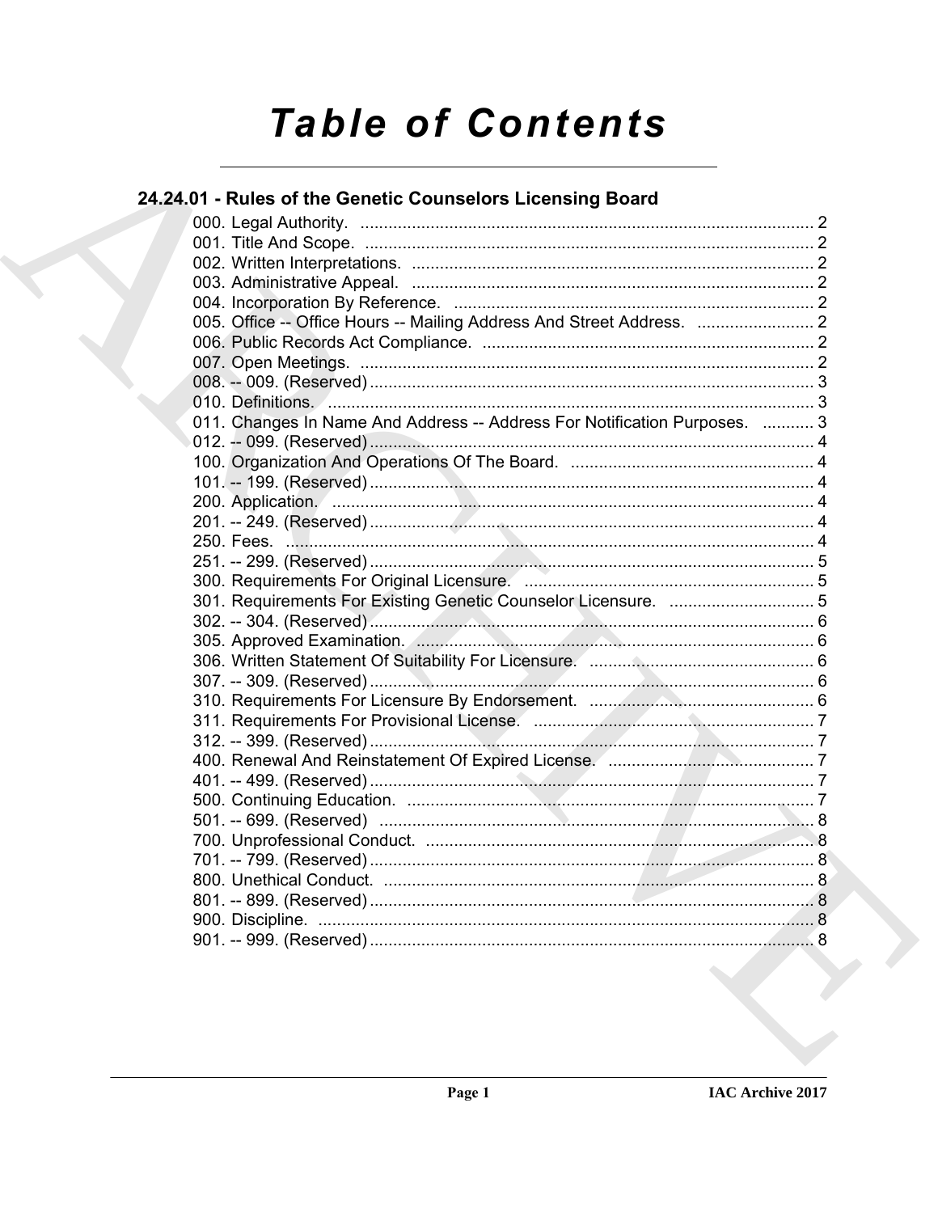# Table of Contents

## 24.24.01 - Rules of the Genetic Counselors Licensing Board

000. Legal Authority. ..... 2
001. Title And Scope. ..... 2
002. Written Interpretations. ..... 2
003. Administrative Appeal. ..... 2
004. Incorporation By Reference. ..... 2
005. Office -- Office Hours -- Mailing Address And Street Address. ..... 2
006. Public Records Act Compliance. ..... 2
007. Open Meetings. ..... 2
008. -- 009. (Reserved) ..... 3
010. Definitions. ..... 3
011. Changes In Name And Address -- Address For Notification Purposes. ..... 3
012. -- 099. (Reserved) ..... 4
100. Organization And Operations Of The Board. ..... 4
101. -- 199. (Reserved) ..... 4
200. Application. ..... 4
201. -- 249. (Reserved) ..... 4
250. Fees. ..... 4
251. -- 299. (Reserved) ..... 5
300. Requirements For Original Licensure. ..... 5
301. Requirements For Existing Genetic Counselor Licensure. ..... 5
302. -- 304. (Reserved) ..... 6
305. Approved Examination. ..... 6
306. Written Statement Of Suitability For Licensure. ..... 6
307. -- 309. (Reserved) ..... 6
310. Requirements For Licensure By Endorsement. ..... 6
311. Requirements For Provisional License. ..... 7
312. -- 399. (Reserved) ..... 7
400. Renewal And Reinstatement Of Expired License. ..... 7
401. -- 499. (Reserved) ..... 7
500. Continuing Education. ..... 7
501. -- 699. (Reserved) ..... 8
700. Unprofessional Conduct. ..... 8
701. -- 799. (Reserved) ..... 8
800. Unethical Conduct. ..... 8
801. -- 899. (Reserved) ..... 8
900. Discipline. ..... 8
901. -- 999. (Reserved) ..... 8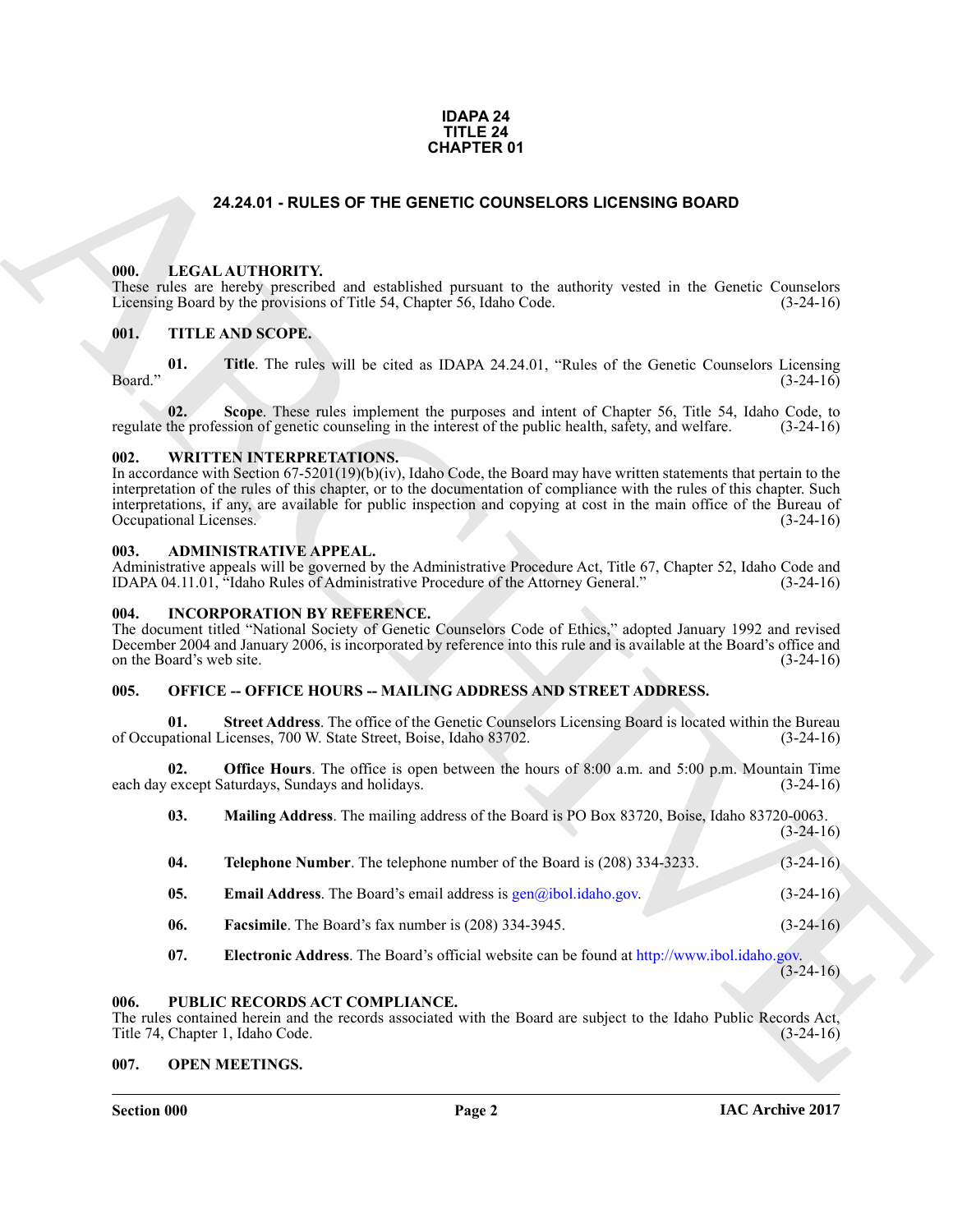**IDAPA 24**
**TITLE 24**
**CHAPTER 01**

## 24.24.01 - RULES OF THE GENETIC COUNSELORS LICENSING BOARD

### 000. LEGAL AUTHORITY.

These rules are hereby prescribed and established pursuant to the authority vested in the Genetic Counselors Licensing Board by the provisions of Title 54, Chapter 56, Idaho Code. (3-24-16)

### 001. TITLE AND SCOPE.

**01. Title**. The rules will be cited as IDAPA 24.24.01, "Rules of the Genetic Counselors Licensing Board." (3-24-16)

**02. Scope**. These rules implement the purposes and intent of Chapter 56, Title 54, Idaho Code, to regulate the profession of genetic counseling in the interest of the public health, safety, and welfare. (3-24-16)

### 002. WRITTEN INTERPRETATIONS.

In accordance with Section 67-5201(19)(b)(iv), Idaho Code, the Board may have written statements that pertain to the interpretation of the rules of this chapter, or to the documentation of compliance with the rules of this chapter. Such interpretations, if any, are available for public inspection and copying at cost in the main office of the Bureau of Occupational Licenses. (3-24-16)

### 003. ADMINISTRATIVE APPEAL.

Administrative appeals will be governed by the Administrative Procedure Act, Title 67, Chapter 52, Idaho Code and IDAPA 04.11.01, "Idaho Rules of Administrative Procedure of the Attorney General." (3-24-16)

### 004. INCORPORATION BY REFERENCE.

The document titled "National Society of Genetic Counselors Code of Ethics," adopted January 1992 and revised December 2004 and January 2006, is incorporated by reference into this rule and is available at the Board's office and on the Board's web site. (3-24-16)

### 005. OFFICE -- OFFICE HOURS -- MAILING ADDRESS AND STREET ADDRESS.

**01. Street Address**. The office of the Genetic Counselors Licensing Board is located within the Bureau of Occupational Licenses, 700 W. State Street, Boise, Idaho 83702. (3-24-16)

**02. Office Hours**. The office is open between the hours of 8:00 a.m. and 5:00 p.m. Mountain Time each day except Saturdays, Sundays and holidays. (3-24-16)

**03. Mailing Address**. The mailing address of the Board is PO Box 83720, Boise, Idaho 83720-0063. (3-24-16)

**04. Telephone Number**. The telephone number of the Board is (208) 334-3233. (3-24-16)

**05. Email Address**. The Board's email address is gen@ibol.idaho.gov. (3-24-16)

**06. Facsimile**. The Board's fax number is (208) 334-3945. (3-24-16)

**07. Electronic Address**. The Board's official website can be found at http://www.ibol.idaho.gov. (3-24-16)

### 006. PUBLIC RECORDS ACT COMPLIANCE.

The rules contained herein and the records associated with the Board are subject to the Idaho Public Records Act, Title 74, Chapter 1, Idaho Code. (3-24-16)

### 007. OPEN MEETINGS.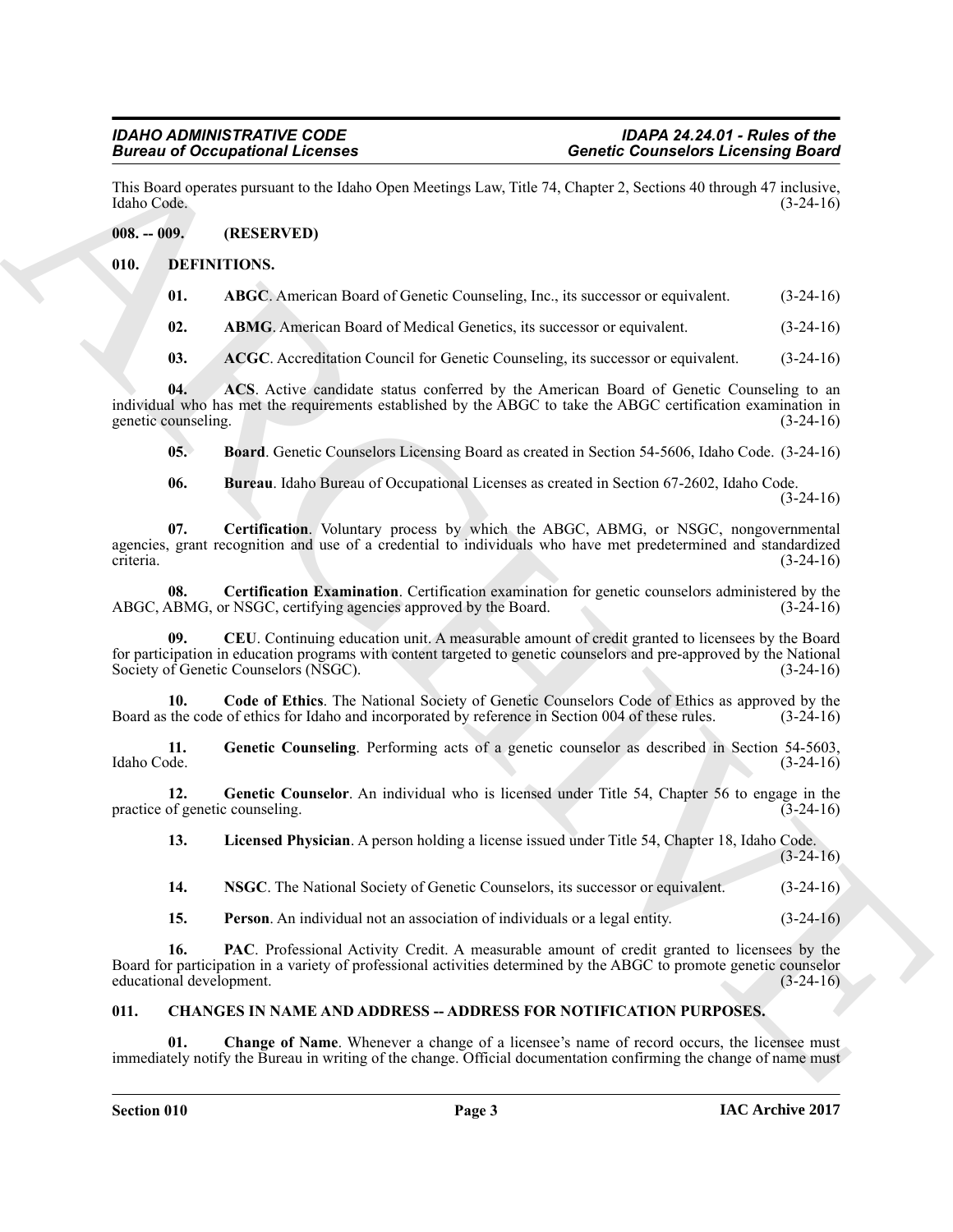This Board operates pursuant to the Idaho Open Meetings Law, Title 74, Chapter 2, Sections 40 through 47 inclusive, Idaho Code. (3-24-16)

**008. -- 009. (RESERVED)**

**010. DEFINITIONS.**

**01. ABGC**. American Board of Genetic Counseling, Inc., its successor or equivalent. (3-24-16)

**02. ABMG**. American Board of Medical Genetics, its successor or equivalent. (3-24-16)

**03. ACGC**. Accreditation Council for Genetic Counseling, its successor or equivalent. (3-24-16)

**04. ACS**. Active candidate status conferred by the American Board of Genetic Counseling to an individual who has met the requirements established by the ABGC to take the ABGC certification examination in genetic counseling. (3-24-16)

**05. Board**. Genetic Counselors Licensing Board as created in Section 54-5606, Idaho Code. (3-24-16)

**06. Bureau**. Idaho Bureau of Occupational Licenses as created in Section 67-2602, Idaho Code. (3-24-16)

**07. Certification**. Voluntary process by which the ABGC, ABMG, or NSGC, nongovernmental agencies, grant recognition and use of a credential to individuals who have met predetermined and standardized criteria. (3-24-16)

**08. Certification Examination**. Certification examination for genetic counselors administered by the ABGC, ABMG, or NSGC, certifying agencies approved by the Board. (3-24-16)

**09. CEU**. Continuing education unit. A measurable amount of credit granted to licensees by the Board for participation in education programs with content targeted to genetic counselors and pre-approved by the National Society of Genetic Counselors (NSGC). (3-24-16)

**10. Code of Ethics**. The National Society of Genetic Counselors Code of Ethics as approved by the Board as the code of ethics for Idaho and incorporated by reference in Section 004 of these rules. (3-24-16)

**11. Genetic Counseling**. Performing acts of a genetic counselor as described in Section 54-5603, Idaho Code. (3-24-16)

**12. Genetic Counselor**. An individual who is licensed under Title 54, Chapter 56 to engage in the practice of genetic counseling. (3-24-16)

**13. Licensed Physician**. A person holding a license issued under Title 54, Chapter 18, Idaho Code. (3-24-16)

**14. NSGC**. The National Society of Genetic Counselors, its successor or equivalent. (3-24-16)

**15. Person**. An individual not an association of individuals or a legal entity. (3-24-16)

**16. PAC**. Professional Activity Credit. A measurable amount of credit granted to licensees by the Board for participation in a variety of professional activities determined by the ABGC to promote genetic counselor educational development. (3-24-16)

**011. CHANGES IN NAME AND ADDRESS -- ADDRESS FOR NOTIFICATION PURPOSES.**

**01. Change of Name**. Whenever a change of a licensee's name of record occurs, the licensee must immediately notify the Bureau in writing of the change. Official documentation confirming the change of name must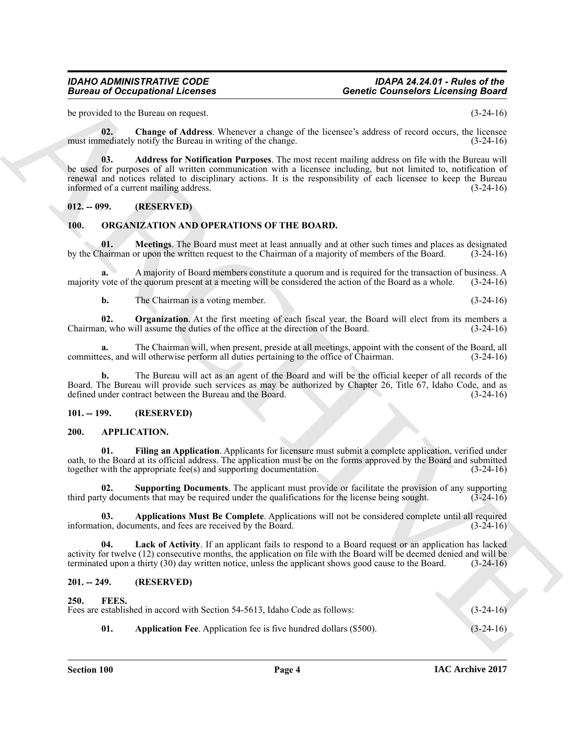be provided to the Bureau on request. (3-24-16)

**02. Change of Address**. Whenever a change of the licensee's address of record occurs, the licensee must immediately notify the Bureau in writing of the change. (3-24-16)

**03. Address for Notification Purposes**. The most recent mailing address on file with the Bureau will be used for purposes of all written communication with a licensee including, but not limited to, notification of renewal and notices related to disciplinary actions. It is the responsibility of each licensee to keep the Bureau informed of a current mailing address. (3-24-16)

**012. -- 099. (RESERVED)**

**100. ORGANIZATION AND OPERATIONS OF THE BOARD.**

**01. Meetings**. The Board must meet at least annually and at other such times and places as designated by the Chairman or upon the written request to the Chairman of a majority of members of the Board. (3-24-16)

**a.** A majority of Board members constitute a quorum and is required for the transaction of business. A majority vote of the quorum present at a meeting will be considered the action of the Board as a whole. (3-24-16)

**b.** The Chairman is a voting member. (3-24-16)

**02. Organization**. At the first meeting of each fiscal year, the Board will elect from its members a Chairman, who will assume the duties of the office at the direction of the Board. (3-24-16)

**a.** The Chairman will, when present, preside at all meetings, appoint with the consent of the Board, all committees, and will otherwise perform all duties pertaining to the office of Chairman. (3-24-16)

**b.** The Bureau will act as an agent of the Board and will be the official keeper of all records of the Board. The Bureau will provide such services as may be authorized by Chapter 26, Title 67, Idaho Code, and as defined under contract between the Bureau and the Board. (3-24-16)

**101. -- 199. (RESERVED)**

**200. APPLICATION.**

**01. Filing an Application**. Applicants for licensure must submit a complete application, verified under oath, to the Board at its official address. The application must be on the forms approved by the Board and submitted together with the appropriate fee(s) and supporting documentation. (3-24-16)

**02. Supporting Documents**. The applicant must provide or facilitate the provision of any supporting third party documents that may be required under the qualifications for the license being sought. (3-24-16)

**03. Applications Must Be Complete**. Applications will not be considered complete until all required information, documents, and fees are received by the Board. (3-24-16)

**04. Lack of Activity**. If an applicant fails to respond to a Board request or an application has lacked activity for twelve (12) consecutive months, the application on file with the Board will be deemed denied and will be terminated upon a thirty (30) day written notice, unless the applicant shows good cause to the Board. (3-24-16)

**201. -- 249. (RESERVED)**

**250. FEES.**

Fees are established in accord with Section 54-5613, Idaho Code as follows: (3-24-16)

**01. Application Fee**. Application fee is five hundred dollars ($500). (3-24-16)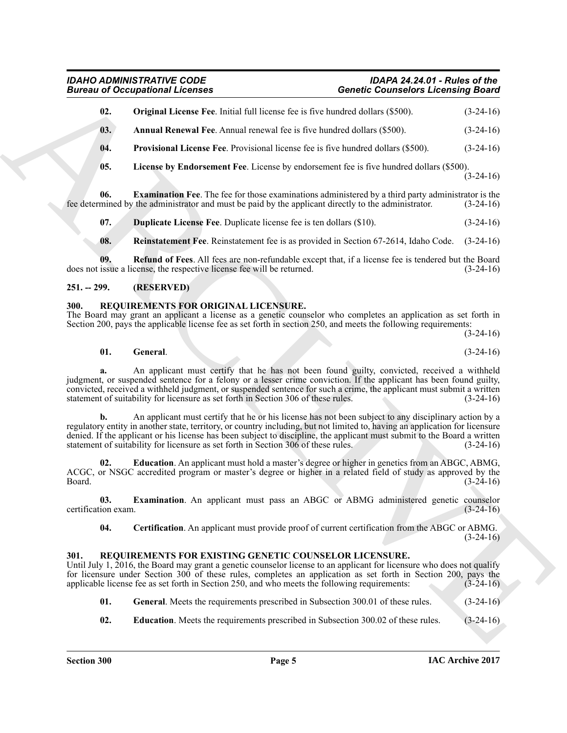**02. Original License Fee**. Initial full license fee is five hundred dollars ($500). (3-24-16)

**03. Annual Renewal Fee**. Annual renewal fee is five hundred dollars ($500). (3-24-16)

**04. Provisional License Fee**. Provisional license fee is five hundred dollars ($500). (3-24-16)

**05. License by Endorsement Fee**. License by endorsement fee is five hundred dollars ($500). (3-24-16)

**06. Examination Fee**. The fee for those examinations administered by a third party administrator is the fee determined by the administrator and must be paid by the applicant directly to the administrator. (3-24-16)

**07. Duplicate License Fee**. Duplicate license fee is ten dollars ($10). (3-24-16)

**08. Reinstatement Fee**. Reinstatement fee is as provided in Section 67-2614, Idaho Code. (3-24-16)

**09. Refund of Fees**. All fees are non-refundable except that, if a license fee is tendered but the Board does not issue a license, the respective license fee will be returned. (3-24-16)

## 251. -- 299. (RESERVED)

## 300. REQUIREMENTS FOR ORIGINAL LICENSURE.

The Board may grant an applicant a license as a genetic counselor who completes an application as set forth in Section 200, pays the applicable license fee as set forth in section 250, and meets the following requirements: (3-24-16)

**01. General**. (3-24-16)

**a.** An applicant must certify that he has not been found guilty, convicted, received a withheld judgment, or suspended sentence for a felony or a lesser crime conviction. If the applicant has been found guilty, convicted, received a withheld judgment, or suspended sentence for such a crime, the applicant must submit a written statement of suitability for licensure as set forth in Section 306 of these rules. (3-24-16)

**b.** An applicant must certify that he or his license has not been subject to any disciplinary action by a regulatory entity in another state, territory, or country including, but not limited to, having an application for licensure denied. If the applicant or his license has been subject to discipline, the applicant must submit to the Board a written statement of suitability for licensure as set forth in Section 306 of these rules. (3-24-16)

**02. Education**. An applicant must hold a master's degree or higher in genetics from an ABGC, ABMG, ACGC, or NSGC accredited program or master's degree or higher in a related field of study as approved by the Board. (3-24-16)

**03. Examination**. An applicant must pass an ABGC or ABMG administered genetic counselor certification exam. (3-24-16)

**04. Certification**. An applicant must provide proof of current certification from the ABGC or ABMG. (3-24-16)

## 301. REQUIREMENTS FOR EXISTING GENETIC COUNSELOR LICENSURE.

Until July 1, 2016, the Board may grant a genetic counselor license to an applicant for licensure who does not qualify for licensure under Section 300 of these rules, completes an application as set forth in Section 200, pays the applicable license fee as set forth in Section 250, and who meets the following requirements: (3-24-16)

**01. General**. Meets the requirements prescribed in Subsection 300.01 of these rules. (3-24-16)

**02. Education**. Meets the requirements prescribed in Subsection 300.02 of these rules. (3-24-16)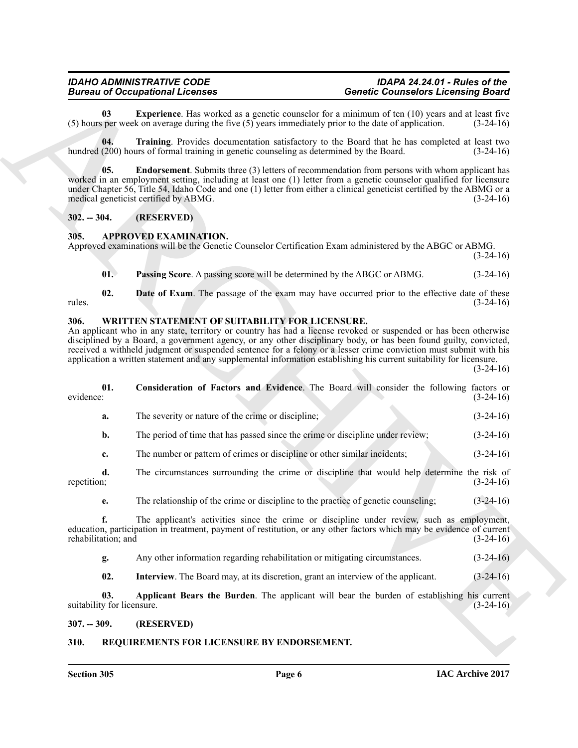**03 Experience**. Has worked as a genetic counselor for a minimum of ten (10) years and at least five (5) hours per week on average during the five (5) years immediately prior to the date of application. (3-24-16)

**04. Training**. Provides documentation satisfactory to the Board that he has completed at least two hundred (200) hours of formal training in genetic counseling as determined by the Board. (3-24-16)

**05. Endorsement**. Submits three (3) letters of recommendation from persons with whom applicant has worked in an employment setting, including at least one (1) letter from a genetic counselor qualified for licensure under Chapter 56, Title 54, Idaho Code and one (1) letter from either a clinical geneticist certified by the ABMG or a medical geneticist certified by ABMG. (3-24-16)

## 302. -- 304. (RESERVED)

## 305. APPROVED EXAMINATION.

Approved examinations will be the Genetic Counselor Certification Exam administered by the ABGC or ABMG. (3-24-16)

**01. Passing Score**. A passing score will be determined by the ABGC or ABMG. (3-24-16)

**02. Date of Exam**. The passage of the exam may have occurred prior to the effective date of these rules. (3-24-16)

## 306. WRITTEN STATEMENT OF SUITABILITY FOR LICENSURE.

An applicant who in any state, territory or country has had a license revoked or suspended or has been otherwise disciplined by a Board, a government agency, or any other disciplinary body, or has been found guilty, convicted, received a withheld judgment or suspended sentence for a felony or a lesser crime conviction must submit with his application a written statement and any supplemental information establishing his current suitability for licensure. (3-24-16)

**01. Consideration of Factors and Evidence**. The Board will consider the following factors or evidence: (3-24-16)

**a.** The severity or nature of the crime or discipline; (3-24-16)

**b.** The period of time that has passed since the crime or discipline under review; (3-24-16)

**c.** The number or pattern of crimes or discipline or other similar incidents; (3-24-16)

**d.** The circumstances surrounding the crime or discipline that would help determine the risk of repetition; (3-24-16)

**e.** The relationship of the crime or discipline to the practice of genetic counseling; (3-24-16)

**f.** The applicant's activities since the crime or discipline under review, such as employment, education, participation in treatment, payment of restitution, or any other factors which may be evidence of current rehabilitation; and (3-24-16)

**g.** Any other information regarding rehabilitation or mitigating circumstances. (3-24-16)

**02. Interview**. The Board may, at its discretion, grant an interview of the applicant. (3-24-16)

**03. Applicant Bears the Burden**. The applicant will bear the burden of establishing his current suitability for licensure. (3-24-16)

## 307. -- 309. (RESERVED)

## 310. REQUIREMENTS FOR LICENSURE BY ENDORSEMENT.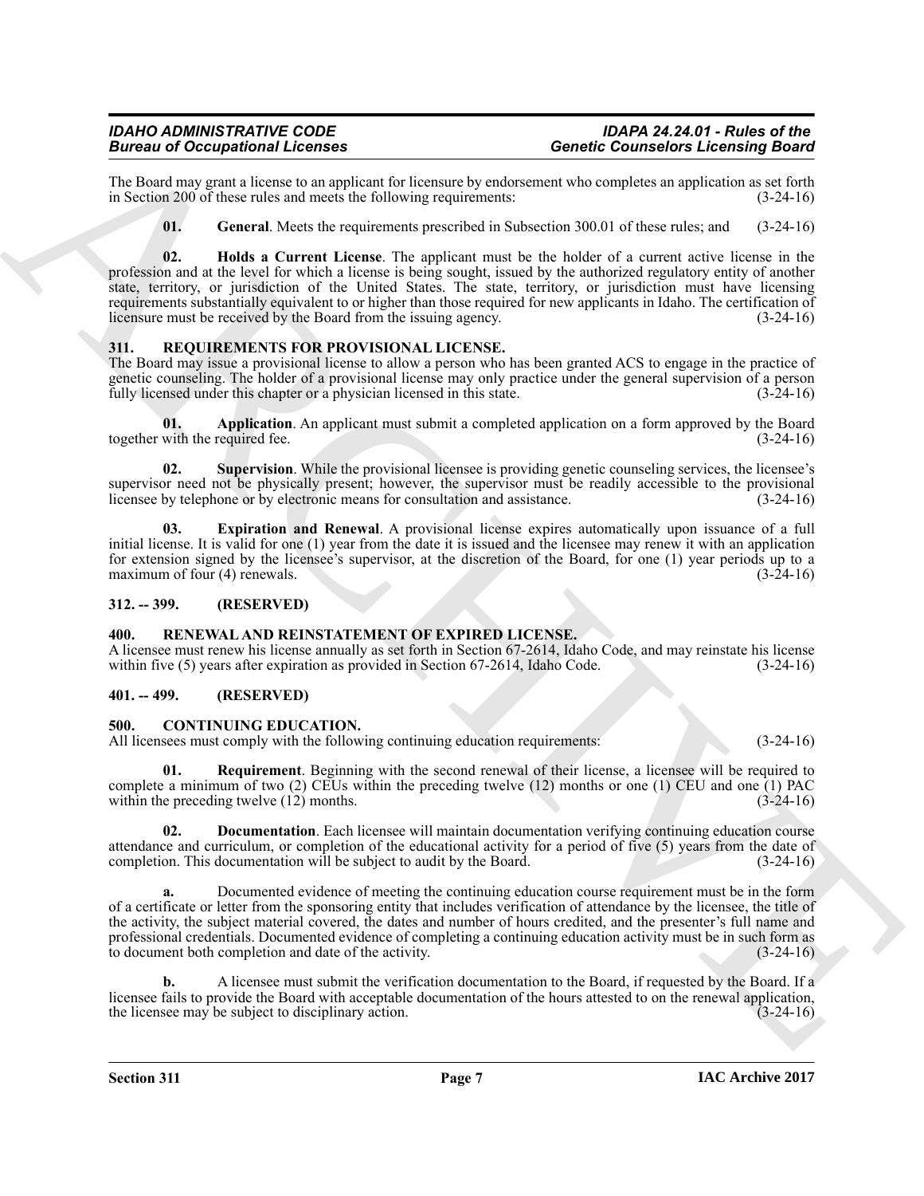The Board may grant a license to an applicant for licensure by endorsement who completes an application as set forth in Section 200 of these rules and meets the following requirements: (3-24-16)

**01. General**. Meets the requirements prescribed in Subsection 300.01 of these rules; and (3-24-16)

**02. Holds a Current License**. The applicant must be the holder of a current active license in the profession and at the level for which a license is being sought, issued by the authorized regulatory entity of another state, territory, or jurisdiction of the United States. The state, territory, or jurisdiction must have licensing requirements substantially equivalent to or higher than those required for new applicants in Idaho. The certification of licensure must be received by the Board from the issuing agency. (3-24-16)

## 311. REQUIREMENTS FOR PROVISIONAL LICENSE.

The Board may issue a provisional license to allow a person who has been granted ACS to engage in the practice of genetic counseling. The holder of a provisional license may only practice under the general supervision of a person fully licensed under this chapter or a physician licensed in this state. (3-24-16)

**01. Application**. An applicant must submit a completed application on a form approved by the Board together with the required fee. (3-24-16)

**02. Supervision**. While the provisional licensee is providing genetic counseling services, the licensee's supervisor need not be physically present; however, the supervisor must be readily accessible to the provisional licensee by telephone or by electronic means for consultation and assistance. (3-24-16)

**03. Expiration and Renewal**. A provisional license expires automatically upon issuance of a full initial license. It is valid for one (1) year from the date it is issued and the licensee may renew it with an application for extension signed by the licensee's supervisor, at the discretion of the Board, for one (1) year periods up to a maximum of four (4) renewals. (3-24-16)

## 312. -- 399. (RESERVED)

## 400. RENEWAL AND REINSTATEMENT OF EXPIRED LICENSE.

A licensee must renew his license annually as set forth in Section 67-2614, Idaho Code, and may reinstate his license within five (5) years after expiration as provided in Section 67-2614, Idaho Code. (3-24-16)

## 401. -- 499. (RESERVED)

## 500. CONTINUING EDUCATION.

All licensees must comply with the following continuing education requirements: (3-24-16)

**01. Requirement**. Beginning with the second renewal of their license, a licensee will be required to complete a minimum of two (2) CEUs within the preceding twelve (12) months or one (1) CEU and one (1) PAC within the preceding twelve (12) months. (3-24-16)

**02. Documentation**. Each licensee will maintain documentation verifying continuing education course attendance and curriculum, or completion of the educational activity for a period of five (5) years from the date of completion. This documentation will be subject to audit by the Board. (3-24-16)

**a.** Documented evidence of meeting the continuing education course requirement must be in the form of a certificate or letter from the sponsoring entity that includes verification of attendance by the licensee, the title of the activity, the subject material covered, the dates and number of hours credited, and the presenter's full name and professional credentials. Documented evidence of completing a continuing education activity must be in such form as to document both completion and date of the activity. (3-24-16)

**b.** A licensee must submit the verification documentation to the Board, if requested by the Board. If a licensee fails to provide the Board with acceptable documentation of the hours attested to on the renewal application, the licensee may be subject to disciplinary action. (3-24-16)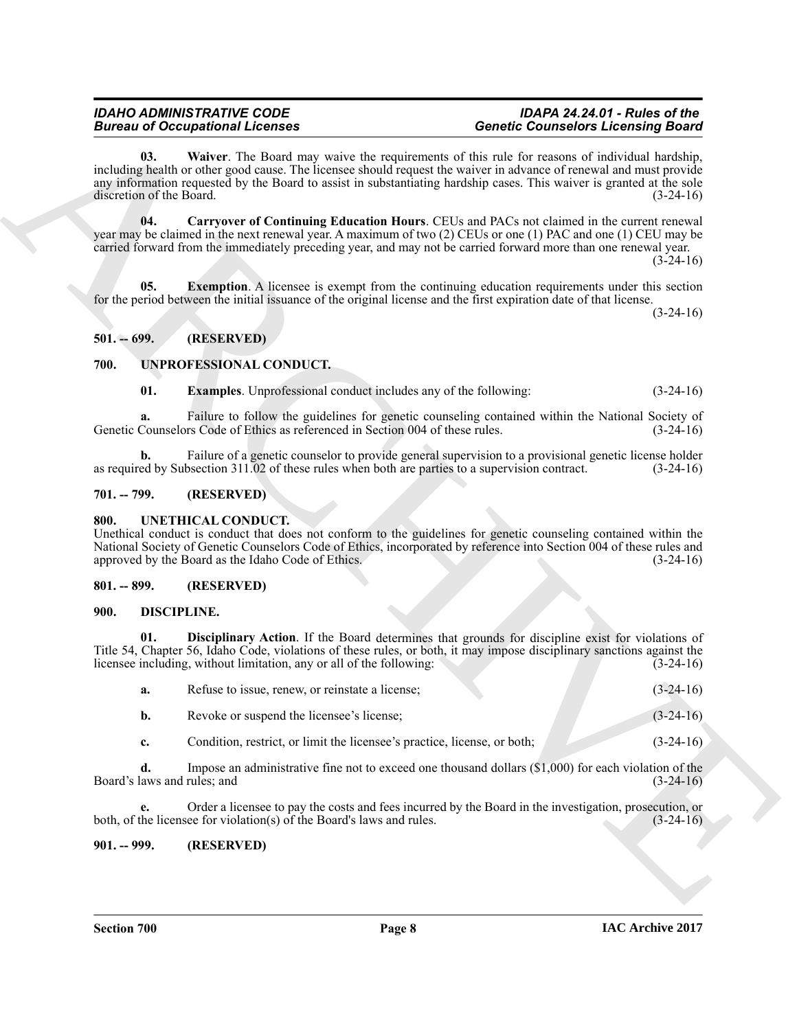**03. Waiver**. The Board may waive the requirements of this rule for reasons of individual hardship, including health or other good cause. The licensee should request the waiver in advance of renewal and must provide any information requested by the Board to assist in substantiating hardship cases. This waiver is granted at the sole discretion of the Board. (3-24-16)

**04. Carryover of Continuing Education Hours**. CEUs and PACs not claimed in the current renewal year may be claimed in the next renewal year. A maximum of two (2) CEUs or one (1) PAC and one (1) CEU may be carried forward from the immediately preceding year, and may not be carried forward more than one renewal year. (3-24-16)

**05. Exemption**. A licensee is exempt from the continuing education requirements under this section for the period between the initial issuance of the original license and the first expiration date of that license. (3-24-16)

## 501. -- 699. (RESERVED)

## 700. UNPROFESSIONAL CONDUCT.

**01. Examples**. Unprofessional conduct includes any of the following: (3-24-16)

**a.** Failure to follow the guidelines for genetic counseling contained within the National Society of Genetic Counselors Code of Ethics as referenced in Section 004 of these rules. (3-24-16)

**b.** Failure of a genetic counselor to provide general supervision to a provisional genetic license holder as required by Subsection 311.02 of these rules when both are parties to a supervision contract. (3-24-16)

## 701. -- 799. (RESERVED)

## 800. UNETHICAL CONDUCT.

Unethical conduct is conduct that does not conform to the guidelines for genetic counseling contained within the National Society of Genetic Counselors Code of Ethics, incorporated by reference into Section 004 of these rules and approved by the Board as the Idaho Code of Ethics. (3-24-16)

## 801. -- 899. (RESERVED)

## 900. DISCIPLINE.

**01. Disciplinary Action**. If the Board determines that grounds for discipline exist for violations of Title 54, Chapter 56, Idaho Code, violations of these rules, or both, it may impose disciplinary sanctions against the licensee including, without limitation, any or all of the following: (3-24-16)

**a.** Refuse to issue, renew, or reinstate a license; (3-24-16)

**b.** Revoke or suspend the licensee's license; (3-24-16)

**c.** Condition, restrict, or limit the licensee's practice, license, or both; (3-24-16)

**d.** Impose an administrative fine not to exceed one thousand dollars ($1,000) for each violation of the Board's laws and rules; and (3-24-16)

**e.** Order a licensee to pay the costs and fees incurred by the Board in the investigation, prosecution, or both, of the licensee for violation(s) of the Board's laws and rules. (3-24-16)

## 901. -- 999. (RESERVED)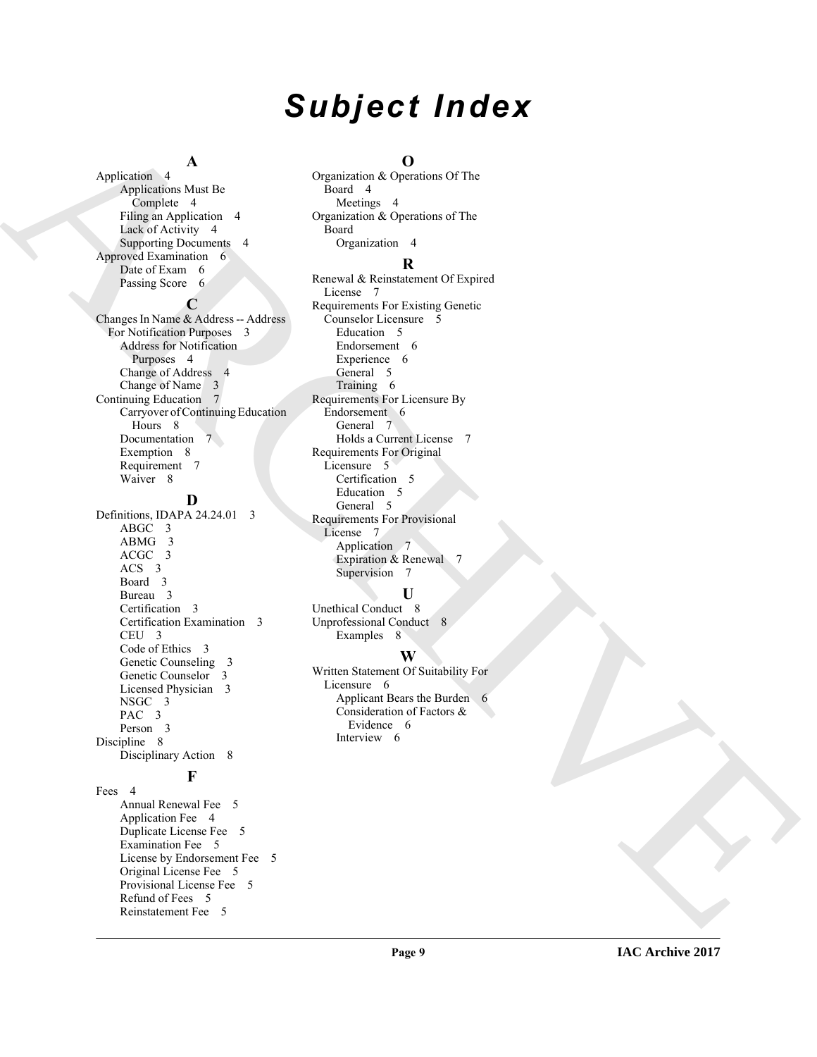# Subject Index

## A

Application 4
- Applications Must Be Complete 4
- Filing an Application 4
- Lack of Activity 4
- Supporting Documents 4

Approved Examination 6
- Date of Exam 6
- Passing Score 6

## C

Changes In Name & Address -- Address For Notification Purposes 3
- Address for Notification Purposes 4
- Change of Address 4
- Change of Name 3

Continuing Education 7
- Carryover of Continuing Education Hours 8
- Documentation 7
- Exemption 8
- Requirement 7
- Waiver 8

## D

Definitions, IDAPA 24.24.01 3
- ABGC 3
- ABMG 3
- ACGC 3
- ACS 3
- Board 3
- Bureau 3
- Certification 3
- Certification Examination 3
- CEU 3
- Code of Ethics 3
- Genetic Counseling 3
- Genetic Counselor 3
- Licensed Physician 3
- NSGC 3
- PAC 3
- Person 3

Discipline 8
- Disciplinary Action 8

## F

Fees 4
- Annual Renewal Fee 5
- Application Fee 4
- Duplicate License Fee 5
- Examination Fee 5
- License by Endorsement Fee 5
- Original License Fee 5
- Provisional License Fee 5
- Refund of Fees 5
- Reinstatement Fee 5

## O

Organization & Operations Of The Board 4
- Meetings 4

Organization & Operations of The Board
- Organization 4

## R

Renewal & Reinstatement Of Expired License 7

Requirements For Existing Genetic Counselor Licensure 5
- Education 5
- Endorsement 6
- Experience 6
- General 5
- Training 6

Requirements For Licensure By Endorsement 6
- General 7
- Holds a Current License 7

Requirements For Original Licensure 5
- Certification 5
- Education 5
- General 5

Requirements For Provisional License 7
- Application 7
- Expiration & Renewal 7
- Supervision 7

## U

Unethical Conduct 8

Unprofessional Conduct 8
- Examples 8

## W

Written Statement Of Suitability For Licensure 6
- Applicant Bears the Burden 6
- Consideration of Factors & Evidence 6
- Interview 6